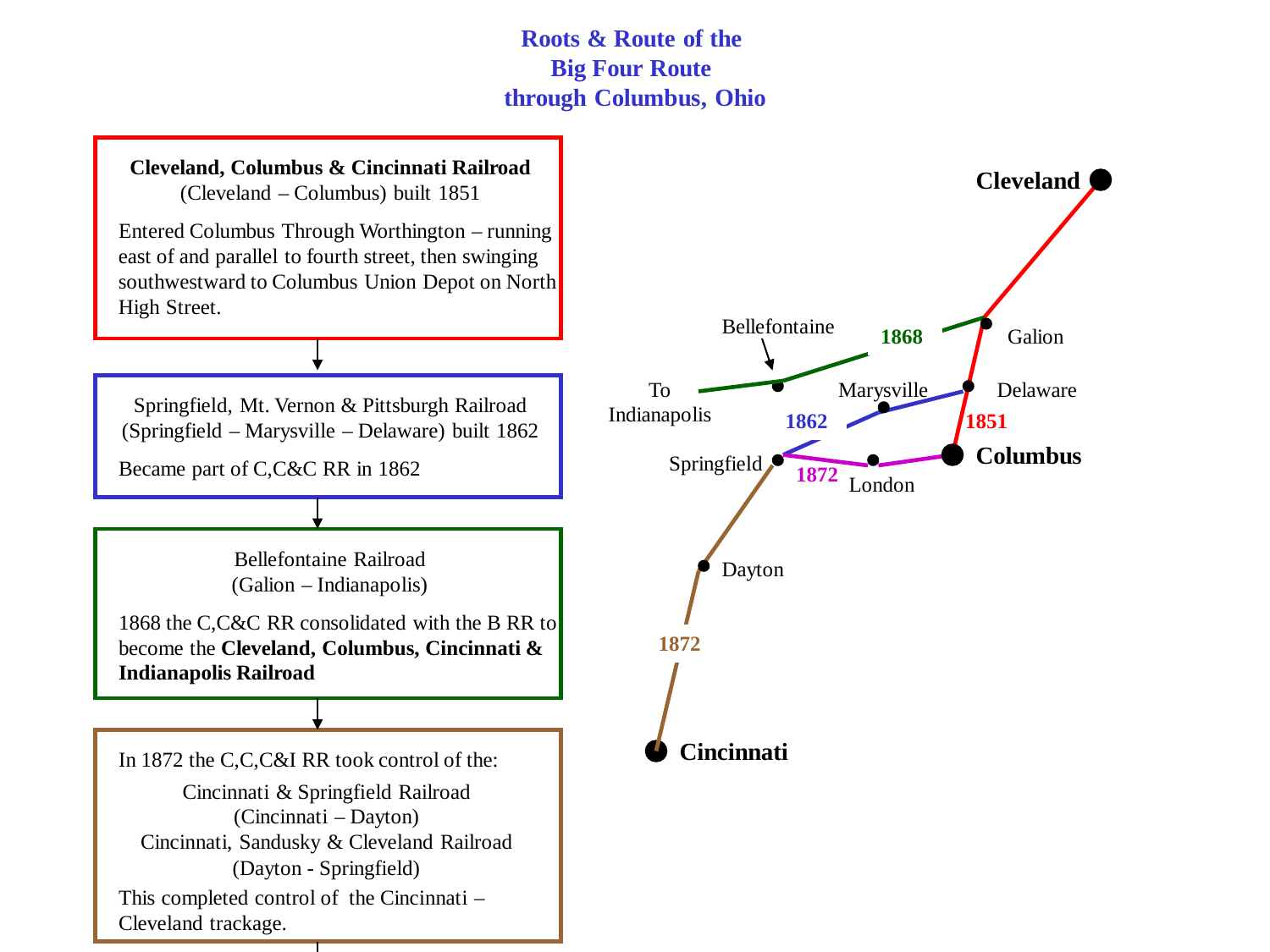# Roots & Route of the Big Four Route through Columbus, Ohio

**Cleveland, Columbus & Cincinnati Railroad**
(Cleveland – Columbus) built 1851

Entered Columbus Through Worthington – running east of and parallel to fourth street, then swinging southwestward to Columbus Union Depot on North High Street.

↓

Springfield, Mt. Vernon & Pittsburgh Railroad
(Springfield – Marysville – Delaware) built 1862

Became part of C,C&C RR in 1862

↓

Bellefontaine Railroad
(Galion – Indianapolis)

1868 the C,C&C RR consolidated with the B RR to become the **Cleveland, Columbus, Cincinnati & Indianapolis Railroad**

↓

In 1872 the C,C,C&I RR took control of the:

Cincinnati & Springfield Railroad
(Cincinnati – Dayton)
Cincinnati, Sandusky & Cleveland Railroad
(Dayton - Springfield)

This completed control of the Cincinnati – Cleveland trackage.

**Cleveland**

Galion

1868

Bellefontaine

To Indianapolis

Marysville

Delaware

1862

1851

**Columbus**

Springfield

1872

London

Dayton

1872

**Cincinnati**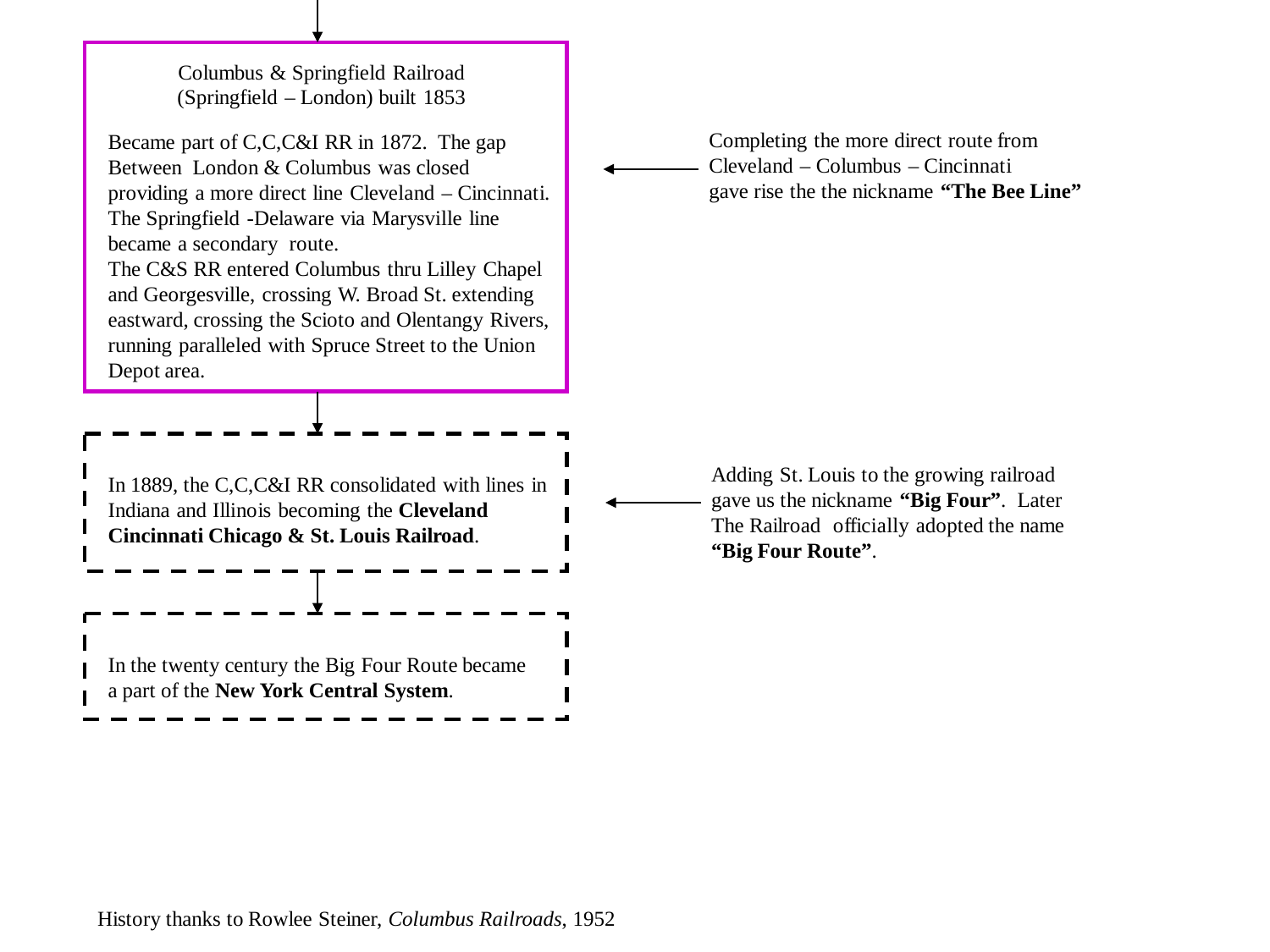Columbus & Springfield Railroad
(Springfield – London) built 1853

Became part of C,C,C&I RR in 1872. The gap Between London & Columbus was closed providing a more direct line Cleveland – Cincinnati. The Springfield -Delaware via Marysville line became a secondary route.
The C&S RR entered Columbus thru Lilley Chapel and Georgesville, crossing W. Broad St. extending eastward, crossing the Scioto and Olentangy Rivers, running paralleled with Spruce Street to the Union Depot area.

Completing the more direct route from Cleveland – Columbus – Cincinnati gave rise the the nickname **"The Bee Line"**

In 1889, the C,C,C&I RR consolidated with lines in Indiana and Illinois becoming the **Cleveland Cincinnati Chicago & St. Louis Railroad**.

Adding St. Louis to the growing railroad gave us the nickname **"Big Four"**. Later The Railroad officially adopted the name **"Big Four Route"**.

In the twenty century the Big Four Route became a part of the **New York Central System**.

History thanks to Rowlee Steiner, *Columbus Railroads*, 1952